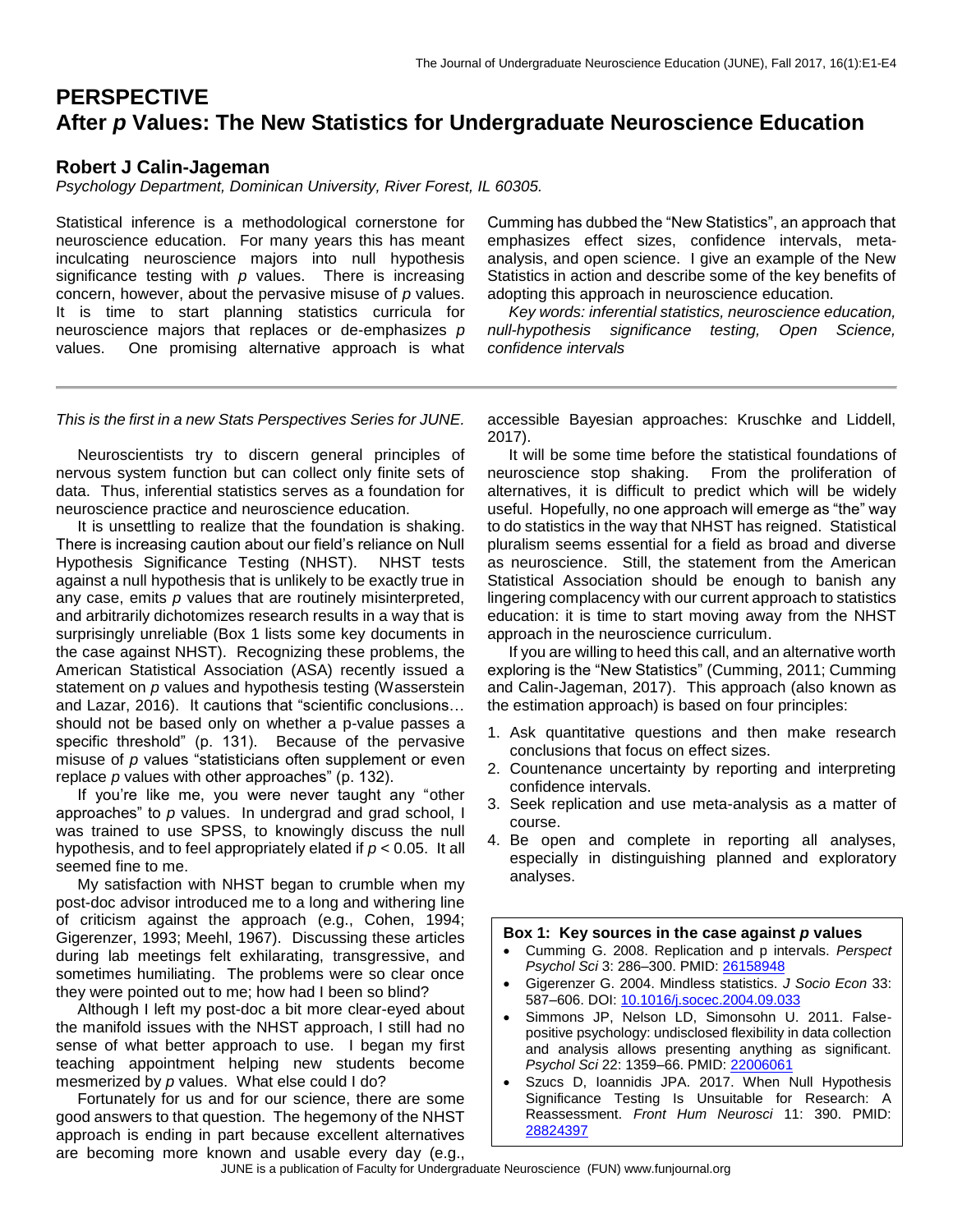# PERSPECTIVE
# After *p* Values: The New Statistics for Undergraduate Neuroscience Education

## Robert J Calin-Jageman

*Psychology Department, Dominican University, River Forest, IL 60305.*

Statistical inference is a methodological cornerstone for neuroscience education. For many years this has meant inculcating neuroscience majors into null hypothesis significance testing with *p* values. There is increasing concern, however, about the pervasive misuse of *p* values. It is time to start planning statistics curricula for neuroscience majors that replaces or de-emphasizes *p* values. One promising alternative approach is what Cumming has dubbed the "New Statistics", an approach that emphasizes effect sizes, confidence intervals, meta-analysis, and open science. I give an example of the New Statistics in action and describe some of the key benefits of adopting this approach in neuroscience education.

*Key words: inferential statistics, neuroscience education, null-hypothesis significance testing, Open Science, confidence intervals*

---

*This is the first in a new Stats Perspectives Series for JUNE.*

Neuroscientists try to discern general principles of nervous system function but can collect only finite sets of data. Thus, inferential statistics serves as a foundation for neuroscience practice and neuroscience education.

It is unsettling to realize that the foundation is shaking. There is increasing caution about our field's reliance on Null Hypothesis Significance Testing (NHST). NHST tests against a null hypothesis that is unlikely to be exactly true in any case, emits *p* values that are routinely misinterpreted, and arbitrarily dichotomizes research results in a way that is surprisingly unreliable (Box 1 lists some key documents in the case against NHST). Recognizing these problems, the American Statistical Association (ASA) recently issued a statement on *p* values and hypothesis testing (Wasserstein and Lazar, 2016). It cautions that "scientific conclusions… should not be based only on whether a p-value passes a specific threshold" (p. 131). Because of the pervasive misuse of *p* values "statisticians often supplement or even replace *p* values with other approaches" (p. 132).

If you're like me, you were never taught any "other approaches" to *p* values. In undergrad and grad school, I was trained to use SPSS, to knowingly discuss the null hypothesis, and to feel appropriately elated if $p < 0.05$. It all seemed fine to me.

My satisfaction with NHST began to crumble when my post-doc advisor introduced me to a long and withering line of criticism against the approach (e.g., Cohen, 1994; Gigerenzer, 1993; Meehl, 1967). Discussing these articles during lab meetings felt exhilarating, transgressive, and sometimes humiliating. The problems were so clear once they were pointed out to me; how had I been so blind?

Although I left my post-doc a bit more clear-eyed about the manifold issues with the NHST approach, I still had no sense of what better approach to use. I began my first teaching appointment helping new students become mesmerized by *p* values. What else could I do?

Fortunately for us and for our science, there are some good answers to that question. The hegemony of the NHST approach is ending in part because excellent alternatives are becoming more known and usable every day (e.g., accessible Bayesian approaches: Kruschke and Liddell, 2017).

It will be some time before the statistical foundations of neuroscience stop shaking. From the proliferation of alternatives, it is difficult to predict which will be widely useful. Hopefully, no one approach will emerge as "the" way to do statistics in the way that NHST has reigned. Statistical pluralism seems essential for a field as broad and diverse as neuroscience. Still, the statement from the American Statistical Association should be enough to banish any lingering complacency with our current approach to statistics education: it is time to start moving away from the NHST approach in the neuroscience curriculum.

If you are willing to heed this call, and an alternative worth exploring is the "New Statistics" (Cumming, 2011; Cumming and Calin-Jageman, 2017). This approach (also known as the estimation approach) is based on four principles:

1. Ask quantitative questions and then make research conclusions that focus on effect sizes.
2. Countenance uncertainty by reporting and interpreting confidence intervals.
3. Seek replication and use meta-analysis as a matter of course.
4. Be open and complete in reporting all analyses, especially in distinguishing planned and exploratory analyses.

**Box 1: Key sources in the case against *p* values**

- Cumming G. 2008. Replication and p intervals. *Perspect Psychol Sci* 3: 286–300. PMID: 26158948
- Gigerenzer G. 2004. Mindless statistics. *J Socio Econ* 33: 587–606. DOI: 10.1016/j.socec.2004.09.033
- Simmons JP, Nelson LD, Simonsohn U. 2011. False-positive psychology: undisclosed flexibility in data collection and analysis allows presenting anything as significant. *Psychol Sci* 22: 1359–66. PMID: 22006061
- Szucs D, Ioannidis JPA. 2017. When Null Hypothesis Significance Testing Is Unsuitable for Research: A Reassessment. *Front Hum Neurosci* 11: 390. PMID: 28824397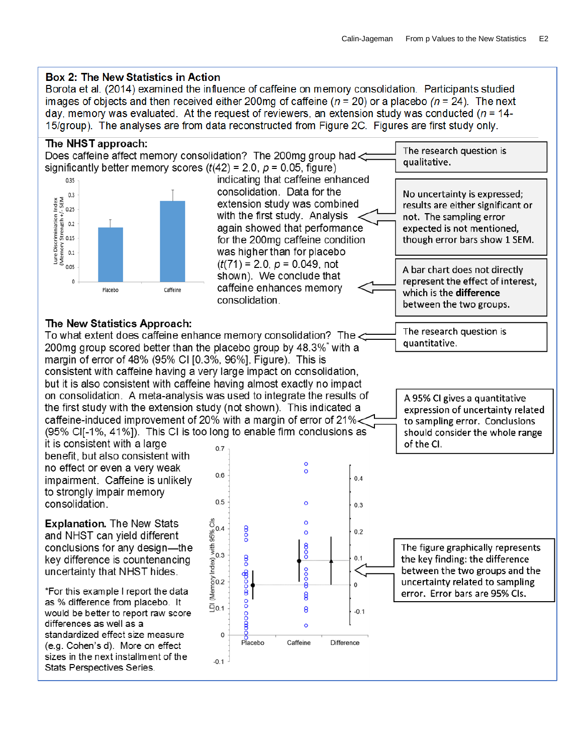## Box 2: The New Statistics in Action

Borota et al. (2014) examined the influence of caffeine on memory consolidation. Participants studied images of objects and then received either 200mg of caffeine ($n$ = 20) or a placebo ($n$ = 24). The next day, memory was evaluated. At the request of reviewers, an extension study was conducted ($n$ = 14-15/group). The analyses are from data reconstructed from Figure 2C. Figures are first study only.

### The NHST approach:

Does caffeine affect memory consolidation? The 200mg group had significantly better memory scores ($t(42) = 2.0$, $p = 0.05$, figure) indicating that caffeine enhanced consolidation. Data for the extension study was combined with the first study. Analysis again showed that performance for the 200mg caffeine condition was higher than for placebo ($t(71) = 2.0$, $p = 0.049$, not shown). We conclude that caffeine enhances memory consolidation.

> The research question is qualitative.

> No uncertainty is expressed; results are either significant or not. The sampling error expected is not mentioned, though error bars show 1 SEM.

> A bar chart does not directly represent the effect of interest, which is the **difference** between the two groups.

### The New Statistics Approach:

To what extent does caffeine enhance memory consolidation? The 200mg group scored better than the placebo group by 48.3%* with a margin of error of 48% (95% CI [0.3%, 96%], Figure). This is consistent with caffeine having a very large impact on consolidation, but it is also consistent with caffeine having almost exactly no impact on consolidation. A meta-analysis was used to integrate the results of the first study with the extension study (not shown). This indicated a caffeine-induced improvement of 20% with a margin of error of 21% (95% CI[-1%, 41%]). This CI is too long to enable firm conclusions as it is consistent with a large benefit, but also consistent with no effect or even a very weak impairment. Caffeine is unlikely to strongly impair memory consolidation.

> The research question is quantitative.

> A 95% CI gives a quantitative expression of uncertainty related to sampling error. Conclusions should consider the whole range of the CI.

> The figure graphically represents the key finding: the difference between the two groups and the uncertainty related to sampling error. Error bars are 95% CIs.

**Explanation.** The New Stats and NHST can yield different conclusions for any design—the key difference is countenancing uncertainty that NHST hides.

*For this example I report the data as % difference from placebo. It would be better to report raw score differences as well as a standardized effect size measure (e.g. Cohen's d). More on effect sizes in the next installment of the Stats Perspectives Series.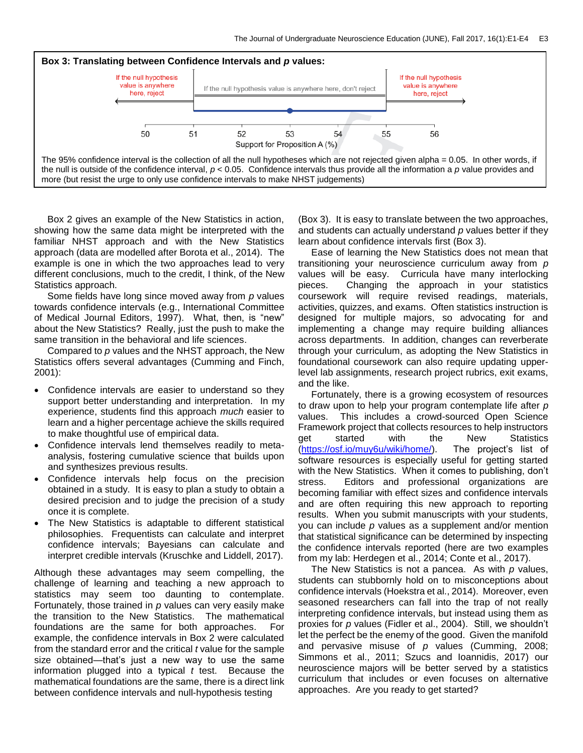**Box 3: Translating between Confidence Intervals and *p* values:**

If the null hypothesis value is anywhere here, reject | If the null hypothesis value is anywhere here, don't reject | If the null hypothesis value is anywhere here, reject

Support for Proposition A (%)

The 95% confidence interval is the collection of all the null hypotheses which are not rejected given alpha = 0.05. In other words, if the null is outside of the confidence interval, $p < 0.05$. Confidence intervals thus provide all the information a *p* value provides and more (but resist the urge to only use confidence intervals to make NHST judgements)

Box 2 gives an example of the New Statistics in action, showing how the same data might be interpreted with the familiar NHST approach and with the New Statistics approach (data are modelled after Borota et al., 2014). The example is one in which the two approaches lead to very different conclusions, much to the credit, I think, of the New Statistics approach.

Some fields have long since moved away from *p* values towards confidence intervals (e.g., International Committee of Medical Journal Editors, 1997). What, then, is "new" about the New Statistics? Really, just the push to make the same transition in the behavioral and life sciences.

Compared to *p* values and the NHST approach, the New Statistics offers several advantages (Cumming and Finch, 2001):

- Confidence intervals are easier to understand so they support better understanding and interpretation. In my experience, students find this approach *much* easier to learn and a higher percentage achieve the skills required to make thoughtful use of empirical data.
- Confidence intervals lend themselves readily to meta-analysis, fostering cumulative science that builds upon and synthesizes previous results.
- Confidence intervals help focus on the precision obtained in a study. It is easy to plan a study to obtain a desired precision and to judge the precision of a study once it is complete.
- The New Statistics is adaptable to different statistical philosophies. Frequentists can calculate and interpret confidence intervals; Bayesians can calculate and interpret credible intervals (Kruschke and Liddell, 2017).

Although these advantages may seem compelling, the challenge of learning and teaching a new approach to statistics may seem too daunting to contemplate. Fortunately, those trained in *p* values can very easily make the transition to the New Statistics. The mathematical foundations are the same for both approaches. For example, the confidence intervals in Box 2 were calculated from the standard error and the critical *t* value for the sample size obtained—that's just a new way to use the same information plugged into a typical *t* test. Because the mathematical foundations are the same, there is a direct link between confidence intervals and null-hypothesis testing (Box 3). It is easy to translate between the two approaches, and students can actually understand *p* values better if they learn about confidence intervals first (Box 3).

Ease of learning the New Statistics does not mean that transitioning your neuroscience curriculum away from *p* values will be easy. Curricula have many interlocking pieces. Changing the approach in your statistics coursework will require revised readings, materials, activities, quizzes, and exams. Often statistics instruction is designed for multiple majors, so advocating for and implementing a change may require building alliances across departments. In addition, changes can reverberate through your curriculum, as adopting the New Statistics in foundational coursework can also require updating upper-level lab assignments, research project rubrics, exit exams, and the like.

Fortunately, there is a growing ecosystem of resources to draw upon to help your program contemplate life after *p* values. This includes a crowd-sourced Open Science Framework project that collects resources to help instructors get started with the New Statistics (https://osf.io/muy6u/wiki/home/). The project's list of software resources is especially useful for getting started with the New Statistics. When it comes to publishing, don't stress. Editors and professional organizations are becoming familiar with effect sizes and confidence intervals and are often requiring this new approach to reporting results. When you submit manuscripts with your students, you can include *p* values as a supplement and/or mention that statistical significance can be determined by inspecting the confidence intervals reported (here are two examples from my lab: Herdegen et al., 2014; Conte et al., 2017).

The New Statistics is not a pancea. As with *p* values, students can stubbornly hold on to misconceptions about confidence intervals (Hoekstra et al., 2014). Moreover, even seasoned researchers can fall into the trap of not really interpreting confidence intervals, but instead using them as proxies for *p* values (Fidler et al., 2004). Still, we shouldn't let the perfect be the enemy of the good. Given the manifold and pervasive misuse of *p* values (Cumming, 2008; Simmons et al., 2011; Szucs and Ioannidis, 2017) our neuroscience majors will be better served by a statistics curriculum that includes or even focuses on alternative approaches. Are you ready to get started?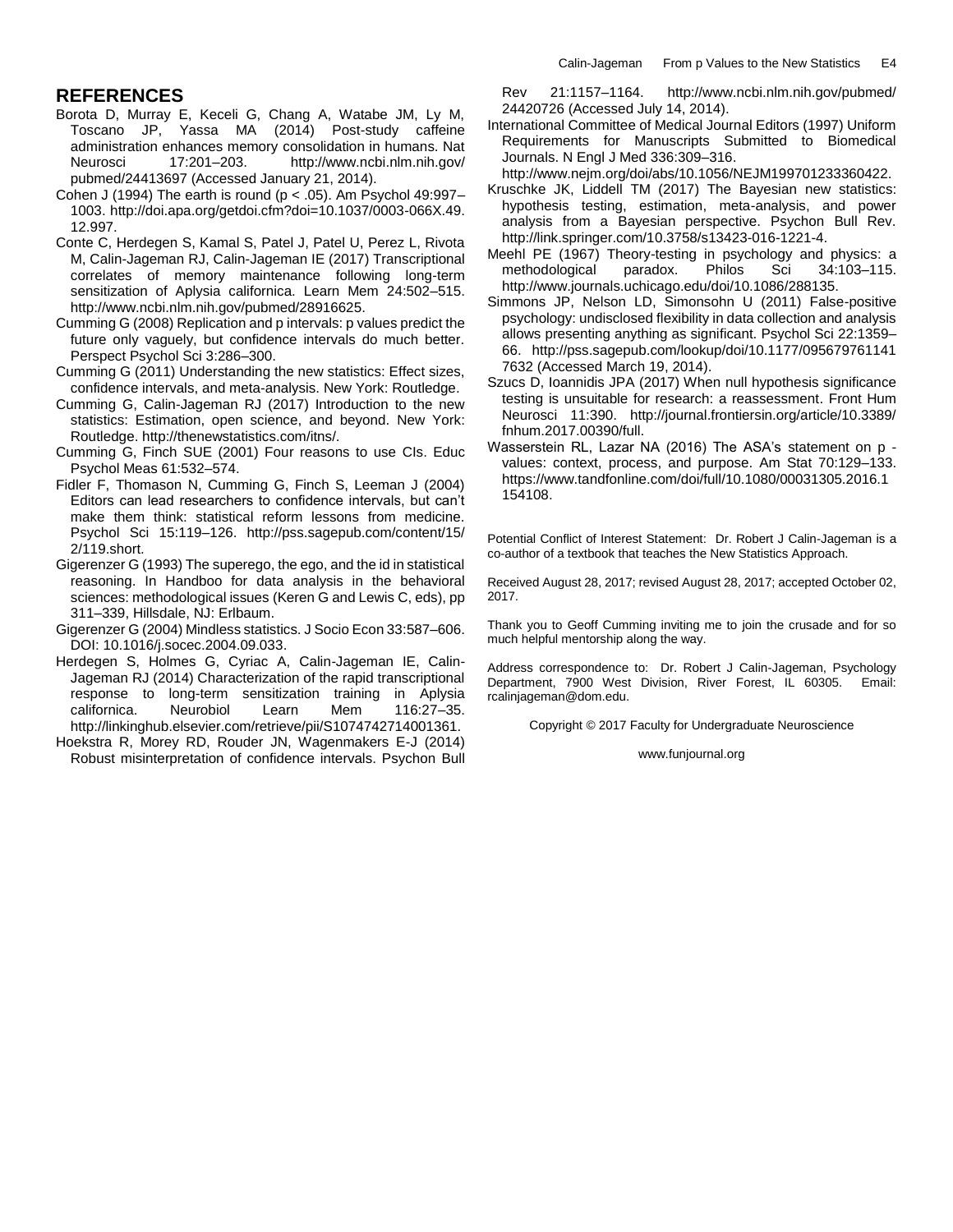## REFERENCES

Borota D, Murray E, Keceli G, Chang A, Watabe JM, Ly M, Toscano JP, Yassa MA (2014) Post-study caffeine administration enhances memory consolidation in humans. Nat Neurosci 17:201–203. http://www.ncbi.nlm.nih.gov/pubmed/24413697 (Accessed January 21, 2014).

Cohen J (1994) The earth is round (p < .05). Am Psychol 49:997–1003. http://doi.apa.org/getdoi.cfm?doi=10.1037/0003-066X.49.12.997.

Conte C, Herdegen S, Kamal S, Patel J, Patel U, Perez L, Rivota M, Calin-Jageman RJ, Calin-Jageman IE (2017) Transcriptional correlates of memory maintenance following long-term sensitization of Aplysia californica. Learn Mem 24:502–515. http://www.ncbi.nlm.nih.gov/pubmed/28916625.

Cumming G (2008) Replication and p intervals: p values predict the future only vaguely, but confidence intervals do much better. Perspect Psychol Sci 3:286–300.

Cumming G (2011) Understanding the new statistics: Effect sizes, confidence intervals, and meta-analysis. New York: Routledge.

Cumming G, Calin-Jageman RJ (2017) Introduction to the new statistics: Estimation, open science, and beyond. New York: Routledge. http://thenewstatistics.com/itns/.

Cumming G, Finch SUE (2001) Four reasons to use CIs. Educ Psychol Meas 61:532–574.

Fidler F, Thomason N, Cumming G, Finch S, Leeman J (2004) Editors can lead researchers to confidence intervals, but can't make them think: statistical reform lessons from medicine. Psychol Sci 15:119–126. http://pss.sagepub.com/content/15/2/119.short.

Gigerenzer G (1993) The superego, the ego, and the id in statistical reasoning. In Handboo for data analysis in the behavioral sciences: methodological issues (Keren G and Lewis C, eds), pp 311–339, Hillsdale, NJ: Erlbaum.

Gigerenzer G (2004) Mindless statistics. J Socio Econ 33:587–606. DOI: 10.1016/j.socec.2004.09.033.

Herdegen S, Holmes G, Cyriac A, Calin-Jageman IE, Calin-Jageman RJ (2014) Characterization of the rapid transcriptional response to long-term sensitization training in Aplysia californica. Neurobiol Learn Mem 116:27–35. http://linkinghub.elsevier.com/retrieve/pii/S1074742714001361.

Hoekstra R, Morey RD, Rouder JN, Wagenmakers E-J (2014) Robust misinterpretation of confidence intervals. Psychon Bull Rev 21:1157–1164. http://www.ncbi.nlm.nih.gov/pubmed/24420726 (Accessed July 14, 2014).

International Committee of Medical Journal Editors (1997) Uniform Requirements for Manuscripts Submitted to Biomedical Journals. N Engl J Med 336:309–316. http://www.nejm.org/doi/abs/10.1056/NEJM199701233360422.

Kruschke JK, Liddell TM (2017) The Bayesian new statistics: hypothesis testing, estimation, meta-analysis, and power analysis from a Bayesian perspective. Psychon Bull Rev. http://link.springer.com/10.3758/s13423-016-1221-4.

Meehl PE (1967) Theory-testing in psychology and physics: a methodological paradox. Philos Sci 34:103–115. http://www.journals.uchicago.edu/doi/10.1086/288135.

Simmons JP, Nelson LD, Simonsohn U (2011) False-positive psychology: undisclosed flexibility in data collection and analysis allows presenting anything as significant. Psychol Sci 22:1359–66. http://pss.sagepub.com/lookup/doi/10.1177/0956797611417632 (Accessed March 19, 2014).

Szucs D, Ioannidis JPA (2017) When null hypothesis significance testing is unsuitable for research: a reassessment. Front Hum Neurosci 11:390. http://journal.frontiersin.org/article/10.3389/fnhum.2017.00390/full.

Wasserstein RL, Lazar NA (2016) The ASA's statement on p - values: context, process, and purpose. Am Stat 70:129–133. https://www.tandfonline.com/doi/full/10.1080/00031305.2016.1154108.

Potential Conflict of Interest Statement: Dr. Robert J Calin-Jageman is a co-author of a textbook that teaches the New Statistics Approach.

Received August 28, 2017; revised August 28, 2017; accepted October 02, 2017.

Thank you to Geoff Cumming inviting me to join the crusade and for so much helpful mentorship along the way.

Address correspondence to: Dr. Robert J Calin-Jageman, Psychology Department, 7900 West Division, River Forest, IL 60305. Email: rcalinjageman@dom.edu.

Copyright © 2017 Faculty for Undergraduate Neuroscience

www.funjournal.org